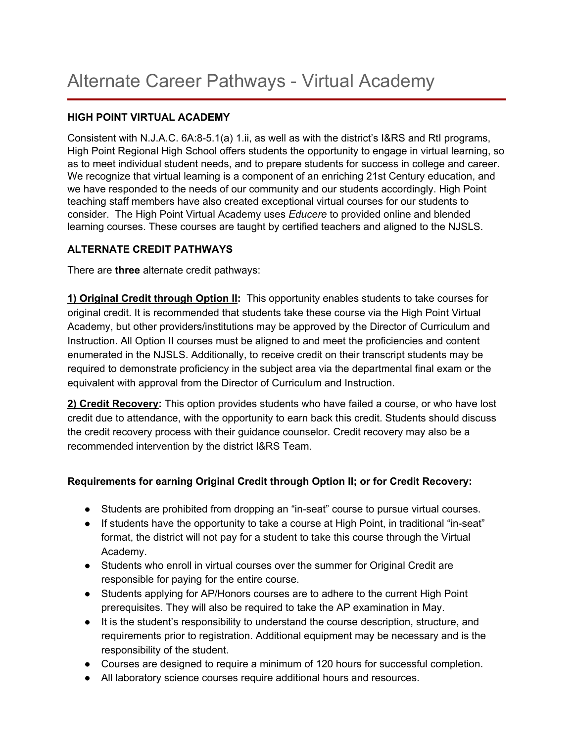# Alternate Career Pathways - Virtual Academy

**HIGH POINT VIRTUAL ACADEMY**

Consistent with N.J.A.C. 6A:8-5.1(a) 1.ii, as well as with the district's I&RS and RtI programs, High Point Regional High School offers students the opportunity to engage in virtual learning, so as to meet individual student needs, and to prepare students for success in college and career. We recognize that virtual learning is a component of an enriching 21st Century education, and we have responded to the needs of our community and our students accordingly. High Point teaching staff members have also created exceptional virtual courses for our students to consider. The High Point Virtual Academy uses *Educere* to provided online and blended learning courses. These courses are taught by certified teachers and aligned to the NJSLS.

**ALTERNATE CREDIT PATHWAYS**

There are **three** alternate credit pathways:

**1) Original Credit through Option II:** This opportunity enables students to take courses for original credit. It is recommended that students take these course via the High Point Virtual Academy, but other providers/institutions may be approved by the Director of Curriculum and Instruction. All Option II courses must be aligned to and meet the proficiencies and content enumerated in the NJSLS. Additionally, to receive credit on their transcript students may be required to demonstrate proficiency in the subject area via the departmental final exam or the equivalent with approval from the Director of Curriculum and Instruction.

**2) Credit Recovery:** This option provides students who have failed a course, or who have lost credit due to attendance, with the opportunity to earn back this credit. Students should discuss the credit recovery process with their guidance counselor. Credit recovery may also be a recommended intervention by the district I&RS Team.

**Requirements for earning Original Credit through Option II; or for Credit Recovery:**

- Students are prohibited from dropping an "in-seat" course to pursue virtual courses.
- If students have the opportunity to take a course at High Point, in traditional "in-seat" format, the district will not pay for a student to take this course through the Virtual Academy.
- Students who enroll in virtual courses over the summer for Original Credit are responsible for paying for the entire course.
- Students applying for AP/Honors courses are to adhere to the current High Point prerequisites. They will also be required to take the AP examination in May.
- It is the student's responsibility to understand the course description, structure, and requirements prior to registration. Additional equipment may be necessary and is the responsibility of the student.
- Courses are designed to require a minimum of 120 hours for successful completion.
- All laboratory science courses require additional hours and resources.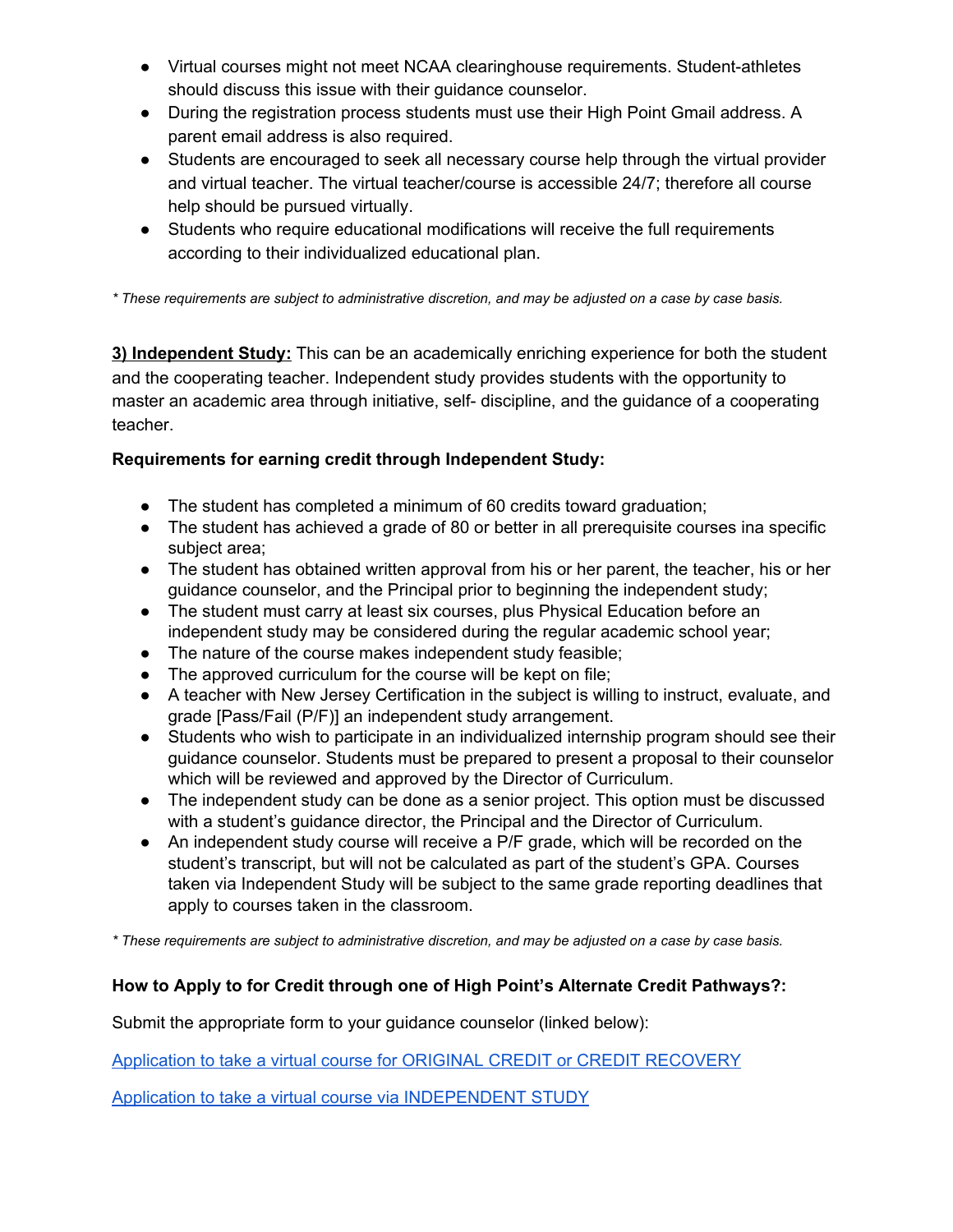- Virtual courses might not meet NCAA clearinghouse requirements. Student-athletes should discuss this issue with their guidance counselor.
- During the registration process students must use their High Point Gmail address. A parent email address is also required.
- Students are encouraged to seek all necessary course help through the virtual provider and virtual teacher. The virtual teacher/course is accessible 24/7; therefore all course help should be pursued virtually.
- Students who require educational modifications will receive the full requirements according to their individualized educational plan.

*\* These requirements are subject to administrative discretion, and may be adjusted on a case by case basis.*

**<u>3) Independent Study:</u>** This can be an academically enriching experience for both the student and the cooperating teacher. Independent study provides students with the opportunity to master an academic area through initiative, self- discipline, and the guidance of a cooperating teacher.

**Requirements for earning credit through Independent Study:**

- The student has completed a minimum of 60 credits toward graduation;
- The student has achieved a grade of 80 or better in all prerequisite courses ina specific subject area;
- The student has obtained written approval from his or her parent, the teacher, his or her guidance counselor, and the Principal prior to beginning the independent study;
- The student must carry at least six courses, plus Physical Education before an independent study may be considered during the regular academic school year;
- The nature of the course makes independent study feasible;
- The approved curriculum for the course will be kept on file;
- A teacher with New Jersey Certification in the subject is willing to instruct, evaluate, and grade [Pass/Fail (P/F)] an independent study arrangement.
- Students who wish to participate in an individualized internship program should see their guidance counselor. Students must be prepared to present a proposal to their counselor which will be reviewed and approved by the Director of Curriculum.
- The independent study can be done as a senior project. This option must be discussed with a student's guidance director, the Principal and the Director of Curriculum.
- An independent study course will receive a P/F grade, which will be recorded on the student's transcript, but will not be calculated as part of the student's GPA. Courses taken via Independent Study will be subject to the same grade reporting deadlines that apply to courses taken in the classroom.

*\* These requirements are subject to administrative discretion, and may be adjusted on a case by case basis.*

**How to Apply to for Credit through one of High Point's Alternate Credit Pathways?:**

Submit the appropriate form to your guidance counselor (linked below):

Application to take a virtual course for ORIGINAL CREDIT or CREDIT RECOVERY

Application to take a virtual course via INDEPENDENT STUDY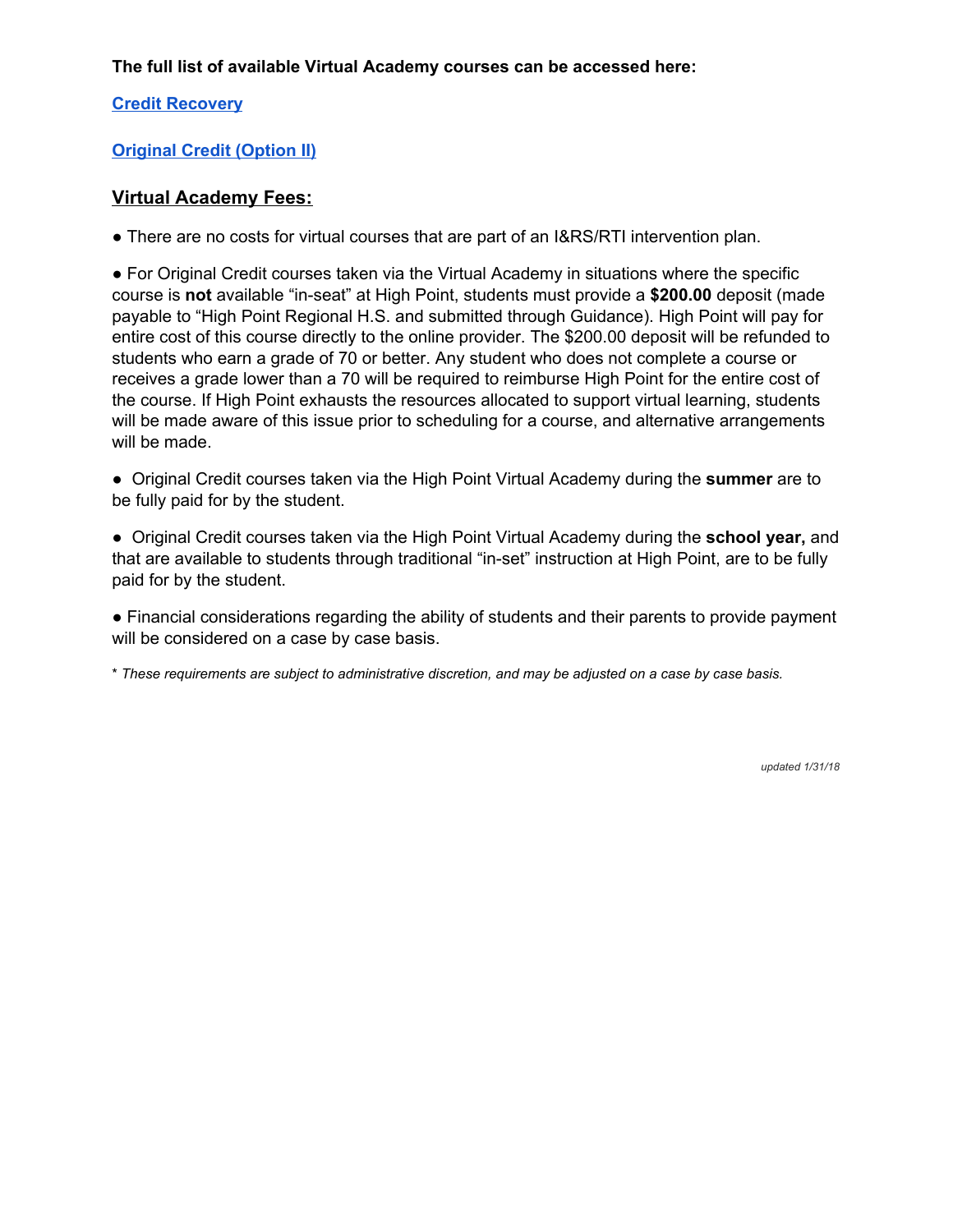**The full list of available Virtual Academy courses can be accessed here:**

[Credit Recovery]

[Original Credit (Option II)]

## Virtual Academy Fees:

- There are no costs for virtual courses that are part of an I&RS/RTI intervention plan.

- For Original Credit courses taken via the Virtual Academy in situations where the specific course is **not** available "in-seat" at High Point, students must provide a **$200.00** deposit (made payable to "High Point Regional H.S. and submitted through Guidance). High Point will pay for entire cost of this course directly to the online provider. The $200.00 deposit will be refunded to students who earn a grade of 70 or better. Any student who does not complete a course or receives a grade lower than a 70 will be required to reimburse High Point for the entire cost of the course. If High Point exhausts the resources allocated to support virtual learning, students will be made aware of this issue prior to scheduling for a course, and alternative arrangements will be made.

- Original Credit courses taken via the High Point Virtual Academy during the **summer** are to be fully paid for by the student.

- Original Credit courses taken via the High Point Virtual Academy during the **school year,** and that are available to students through traditional "in-set" instruction at High Point, are to be fully paid for by the student.

- Financial considerations regarding the ability of students and their parents to provide payment will be considered on a case by case basis.

\* *These requirements are subject to administrative discretion, and may be adjusted on a case by case basis.*

*updated 1/31/18*